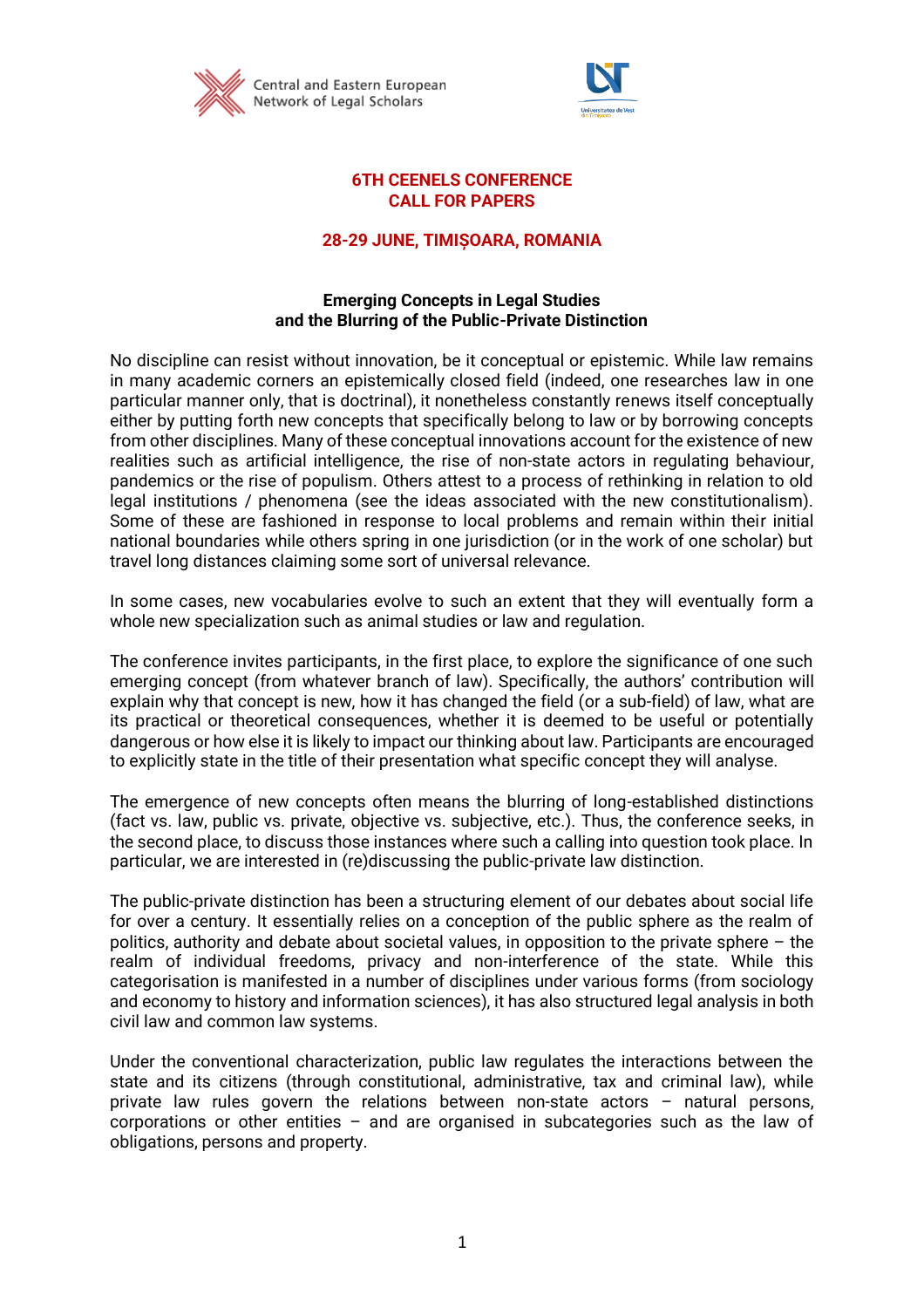Central and Eastern European Network of Legal Scholars

# 6TH CEENELS CONFERENCE
# CALL FOR PAPERS

## 28-29 JUNE, TIMIȘOARA, ROMANIA

### Emerging Concepts in Legal Studies and the Blurring of the Public-Private Distinction

No discipline can resist without innovation, be it conceptual or epistemic. While law remains in many academic corners an epistemically closed field (indeed, one researches law in one particular manner only, that is doctrinal), it nonetheless constantly renews itself conceptually either by putting forth new concepts that specifically belong to law or by borrowing concepts from other disciplines. Many of these conceptual innovations account for the existence of new realities such as artificial intelligence, the rise of non-state actors in regulating behaviour, pandemics or the rise of populism. Others attest to a process of rethinking in relation to old legal institutions / phenomena (see the ideas associated with the new constitutionalism). Some of these are fashioned in response to local problems and remain within their initial national boundaries while others spring in one jurisdiction (or in the work of one scholar) but travel long distances claiming some sort of universal relevance.

In some cases, new vocabularies evolve to such an extent that they will eventually form a whole new specialization such as animal studies or law and regulation.

The conference invites participants, in the first place, to explore the significance of one such emerging concept (from whatever branch of law). Specifically, the authors' contribution will explain why that concept is new, how it has changed the field (or a sub-field) of law, what are its practical or theoretical consequences, whether it is deemed to be useful or potentially dangerous or how else it is likely to impact our thinking about law. Participants are encouraged to explicitly state in the title of their presentation what specific concept they will analyse.

The emergence of new concepts often means the blurring of long-established distinctions (fact vs. law, public vs. private, objective vs. subjective, etc.). Thus, the conference seeks, in the second place, to discuss those instances where such a calling into question took place. In particular, we are interested in (re)discussing the public-private law distinction.

The public-private distinction has been a structuring element of our debates about social life for over a century. It essentially relies on a conception of the public sphere as the realm of politics, authority and debate about societal values, in opposition to the private sphere – the realm of individual freedoms, privacy and non-interference of the state. While this categorisation is manifested in a number of disciplines under various forms (from sociology and economy to history and information sciences), it has also structured legal analysis in both civil law and common law systems.

Under the conventional characterization, public law regulates the interactions between the state and its citizens (through constitutional, administrative, tax and criminal law), while private law rules govern the relations between non-state actors – natural persons, corporations or other entities – and are organised in subcategories such as the law of obligations, persons and property.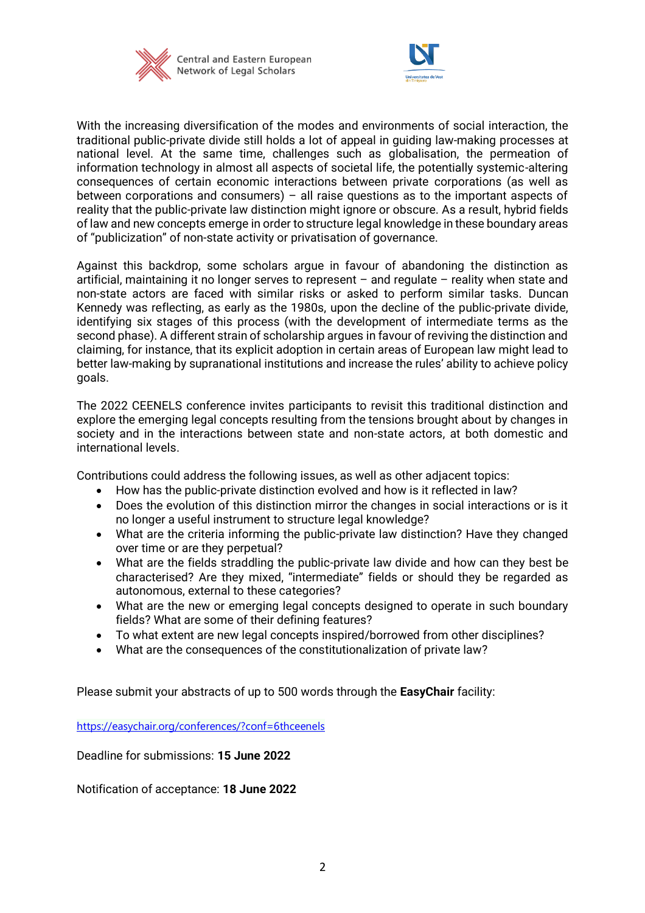With the increasing diversification of the modes and environments of social interaction, the traditional public-private divide still holds a lot of appeal in guiding law-making processes at national level. At the same time, challenges such as globalisation, the permeation of information technology in almost all aspects of societal life, the potentially systemic-altering consequences of certain economic interactions between private corporations (as well as between corporations and consumers) – all raise questions as to the important aspects of reality that the public-private law distinction might ignore or obscure. As a result, hybrid fields of law and new concepts emerge in order to structure legal knowledge in these boundary areas of "publicization" of non-state activity or privatisation of governance.

Against this backdrop, some scholars argue in favour of abandoning the distinction as artificial, maintaining it no longer serves to represent – and regulate – reality when state and non-state actors are faced with similar risks or asked to perform similar tasks. Duncan Kennedy was reflecting, as early as the 1980s, upon the decline of the public-private divide, identifying six stages of this process (with the development of intermediate terms as the second phase). A different strain of scholarship argues in favour of reviving the distinction and claiming, for instance, that its explicit adoption in certain areas of European law might lead to better law-making by supranational institutions and increase the rules' ability to achieve policy goals.

The 2022 CEENELS conference invites participants to revisit this traditional distinction and explore the emerging legal concepts resulting from the tensions brought about by changes in society and in the interactions between state and non-state actors, at both domestic and international levels.

Contributions could address the following issues, as well as other adjacent topics:

- How has the public-private distinction evolved and how is it reflected in law?
- Does the evolution of this distinction mirror the changes in social interactions or is it no longer a useful instrument to structure legal knowledge?
- What are the criteria informing the public-private law distinction? Have they changed over time or are they perpetual?
- What are the fields straddling the public-private law divide and how can they best be characterised? Are they mixed, "intermediate" fields or should they be regarded as autonomous, external to these categories?
- What are the new or emerging legal concepts designed to operate in such boundary fields? What are some of their defining features?
- To what extent are new legal concepts inspired/borrowed from other disciplines?
- What are the consequences of the constitutionalization of private law?

Please submit your abstracts of up to 500 words through the **EasyChair** facility:

https://easychair.org/conferences/?conf=6thceenels

Deadline for submissions: **15 June 2022**

Notification of acceptance: **18 June 2022**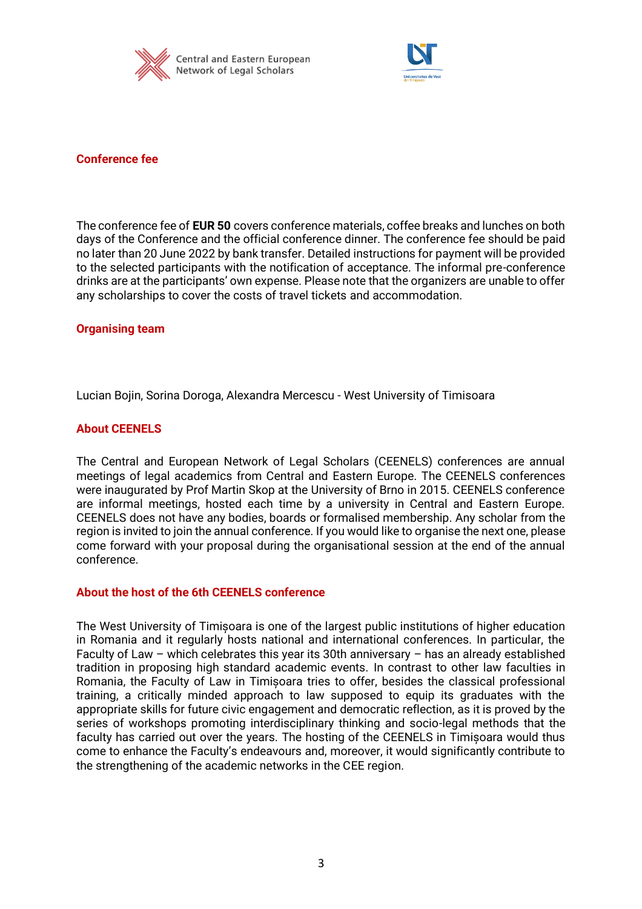## Conference fee

The conference fee of **EUR 50** covers conference materials, coffee breaks and lunches on both days of the Conference and the official conference dinner. The conference fee should be paid no later than 20 June 2022 by bank transfer. Detailed instructions for payment will be provided to the selected participants with the notification of acceptance. The informal pre-conference drinks are at the participants' own expense. Please note that the organizers are unable to offer any scholarships to cover the costs of travel tickets and accommodation.

## Organising team

Lucian Bojin, Sorina Doroga, Alexandra Mercescu - West University of Timisoara

## About CEENELS

The Central and European Network of Legal Scholars (CEENELS) conferences are annual meetings of legal academics from Central and Eastern Europe. The CEENELS conferences were inaugurated by Prof Martin Skop at the University of Brno in 2015. CEENELS conference are informal meetings, hosted each time by a university in Central and Eastern Europe. CEENELS does not have any bodies, boards or formalised membership. Any scholar from the region is invited to join the annual conference. If you would like to organise the next one, please come forward with your proposal during the organisational session at the end of the annual conference.

## About the host of the 6th CEENELS conference

The West University of Timișoara is one of the largest public institutions of higher education in Romania and it regularly hosts national and international conferences. In particular, the Faculty of Law – which celebrates this year its 30th anniversary – has an already established tradition in proposing high standard academic events. In contrast to other law faculties in Romania, the Faculty of Law in Timișoara tries to offer, besides the classical professional training, a critically minded approach to law supposed to equip its graduates with the appropriate skills for future civic engagement and democratic reflection, as it is proved by the series of workshops promoting interdisciplinary thinking and socio-legal methods that the faculty has carried out over the years. The hosting of the CEENELS in Timișoara would thus come to enhance the Faculty's endeavours and, moreover, it would significantly contribute to the strengthening of the academic networks in the CEE region.